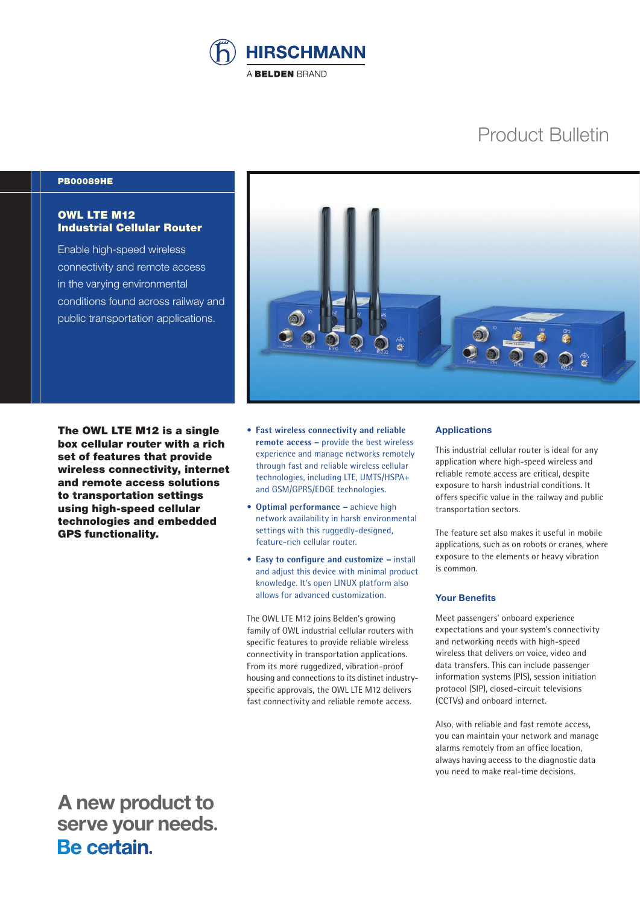HIRSCHMANN

A BELDEN BRAND

# Product Bulletin

PB00089HE

## OWL LTE M12 Industrial Cellular Router

Enable high-speed wireless connectivity and remote access in the varying environmental conditions found across railway and public transportation applications.

**The OWL LTE M12 is a single box cellular router with a rich set of features that provide wireless connectivity, internet and remote access solutions to transportation settings using high-speed cellular technologies and embedded GPS functionality.**

- **Fast wireless connectivity and reliable remote access –** provide the best wireless experience and manage networks remotely through fast and reliable wireless cellular technologies, including LTE, UMTS/HSPA+ and GSM/GPRS/EDGE technologies.
- **Optimal performance –** achieve high network availability in harsh environmental settings with this ruggedly-designed, feature-rich cellular router.
- **Easy to configure and customize –** install and adjust this device with minimal product knowledge. It's open LINUX platform also allows for advanced customization.

The OWL LTE M12 joins Belden's growing family of OWL industrial cellular routers with specific features to provide reliable wireless connectivity in transportation applications. From its more ruggedized, vibration-proof housing and connections to its distinct industry-specific approvals, the OWL LTE M12 delivers fast connectivity and reliable remote access.

### Applications

This industrial cellular router is ideal for any application where high-speed wireless and reliable remote access are critical, despite exposure to harsh industrial conditions. It offers specific value in the railway and public transportation sectors.

The feature set also makes it useful in mobile applications, such as on robots or cranes, where exposure to the elements or heavy vibration is common.

### Your Benefits

Meet passengers' onboard experience expectations and your system's connectivity and networking needs with high-speed wireless that delivers on voice, video and data transfers. This can include passenger information systems (PIS), session initiation protocol (SIP), closed-circuit televisions (CCTVs) and onboard internet.

Also, with reliable and fast remote access, you can maintain your network and manage alarms remotely from an office location, always having access to the diagnostic data you need to make real-time decisions.

**A new product to serve your needs. Be certain.**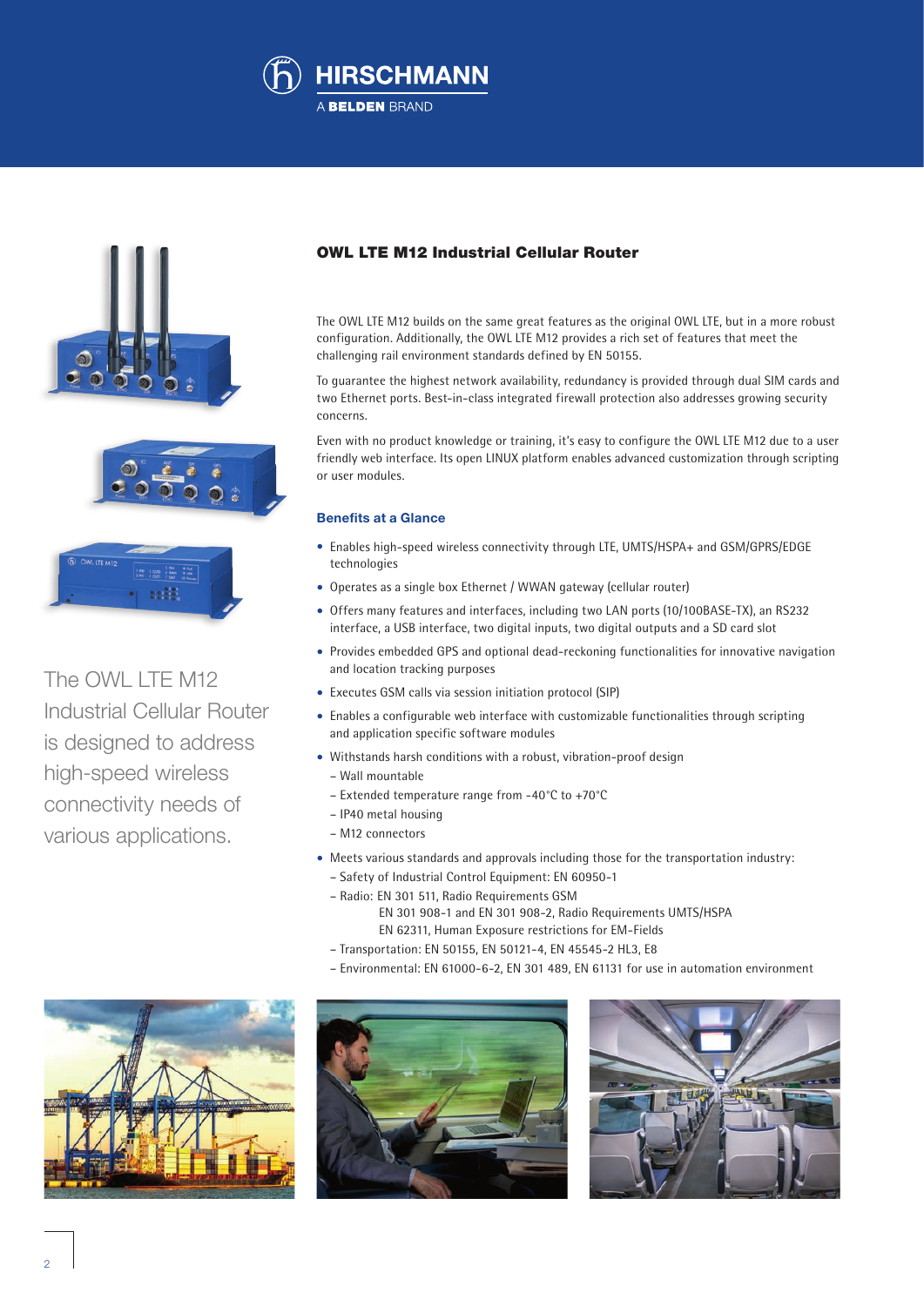# OWL LTE M12 Industrial Cellular Router

The OWL LTE M12 builds on the same great features as the original OWL LTE, but in a more robust configuration. Additionally, the OWL LTE M12 provides a rich set of features that meet the challenging rail environment standards defined by EN 50155.

To guarantee the highest network availability, redundancy is provided through dual SIM cards and two Ethernet ports. Best-in-class integrated firewall protection also addresses growing security concerns.

Even with no product knowledge or training, it's easy to configure the OWL LTE M12 due to a user friendly web interface. Its open LINUX platform enables advanced customization through scripting or user modules.

The OWL LTE M12 Industrial Cellular Router is designed to address high-speed wireless connectivity needs of various applications.

## Benefits at a Glance

- Enables high-speed wireless connectivity through LTE, UMTS/HSPA+ and GSM/GPRS/EDGE technologies
- Operates as a single box Ethernet / WWAN gateway (cellular router)
- Offers many features and interfaces, including two LAN ports (10/100BASE-TX), an RS232 interface, a USB interface, two digital inputs, two digital outputs and a SD card slot
- Provides embedded GPS and optional dead-reckoning functionalities for innovative navigation and location tracking purposes
- Executes GSM calls via session initiation protocol (SIP)
- Enables a configurable web interface with customizable functionalities through scripting and application specific software modules
- Withstands harsh conditions with a robust, vibration-proof design
  - Wall mountable
  - Extended temperature range from -40°C to +70°C
  - IP40 metal housing
  - M12 connectors
- Meets various standards and approvals including those for the transportation industry:
  - Safety of Industrial Control Equipment: EN 60950-1
  - Radio: EN 301 511, Radio Requirements GSM
    EN 301 908-1 and EN 301 908-2, Radio Requirements UMTS/HSPA
    EN 62311, Human Exposure restrictions for EM-Fields
  - Transportation: EN 50155, EN 50121-4, EN 45545-2 HL3, E8
  - Environmental: EN 61000-6-2, EN 301 489, EN 61131 for use in automation environment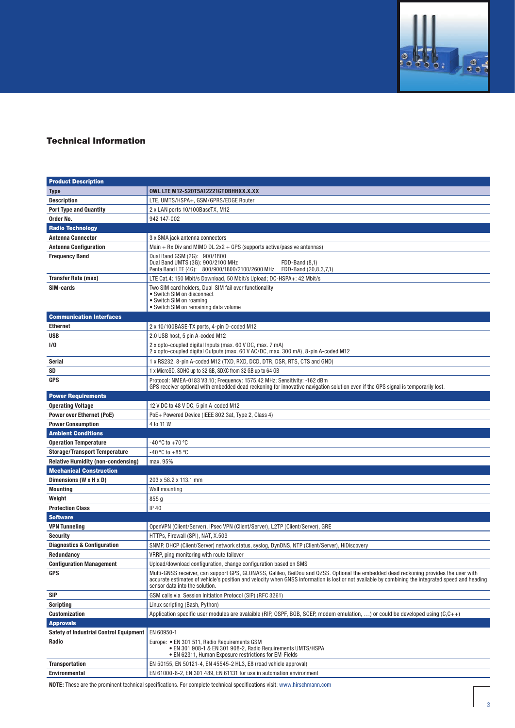## Technical Information

| Product Description | |
|---|---|
| **Type** | **OWL LTE M12-S20T5A12221GTDBHHXX.X.XX** |
| **Description** | LTE, UMTS/HSPA+, GSM/GPRS/EDGE Router |
| **Port Type and Quantity** | 2 x LAN ports 10/100BaseTX, M12 |
| **Order No.** | 942 147-002 |
| **Radio Technology** | |
| **Antenna Connector** | 3 x SMA jack antenna connectors |
| **Antenna Configuration** | Main + Rx Div and MIMO DL 2x2 + GPS (supports active/passive antennas) |
| **Frequency Band** | Dual Band GSM (2G): 900/1800<br>Dual Band UMTS (3G): 900/2100 MHz FDD-Band (8,1)<br>Penta Band LTE (4G): 800/900/1800/2100/2600 MHz FDD-Band (20,8,3,7,1) |
| **Transfer Rate (max)** | LTE Cat.4: 150 Mbit/s Download, 50 Mbit/s Upload; DC-HSPA+: 42 Mbit/s |
| **SIM-cards** | Two SIM card holders, Dual-SIM fail over functionality<br>• Switch SIM on disconnect<br>• Switch SIM on roaming<br>• Switch SIM on remaining data volume |
| **Communication Interfaces** | |
| **Ethernet** | 2 x 10/100BASE-TX ports, 4-pin D-coded M12 |
| **USB** | 2.0 USB host, 5 pin A-coded M12 |
| **I/O** | 2 x opto-coupled digital Inputs (max. 60 V DC, max. 7 mA)<br>2 x opto-coupled digital Outputs (max. 60 V AC/DC, max. 300 mA), 8-pin A-coded M12 |
| **Serial** | 1 x RS232, 8-pin A-coded M12 (TXD, RXD, DCD, DTR, DSR, RTS, CTS and GND) |
| **SD** | 1 x MicroSD, SDHC up to 32 GB, SDXC from 32 GB up to 64 GB |
| **GPS** | Protocol: NMEA-0183 V3.10; Frequency: 1575.42 MHz; Sensitivity: -162 dBm<br>GPS receiver optional with embedded dead reckoning for innovative navigation solution even if the GPS signal is temporarily lost. |
| **Power Requirements** | |
| **Operating Voltage** | 12 V DC to 48 V DC, 5 pin A-coded M12 |
| **Power over Ethernet (PoE)** | PoE+ Powered Device (IEEE 802.3at, Type 2, Class 4) |
| **Power Consumption** | 4 to 11 W |
| **Ambient Conditions** | |
| **Operation Temperature** | -40 °C to +70 °C |
| **Storage/Transport Temperature** | -40 °C to +85 °C |
| **Relative Humidity (non-condensing)** | max. 95% |
| **Mechanical Construction** | |
| **Dimensions (W x H x D)** | 203 x 58.2 x 113.1 mm |
| **Mounting** | Wall mounting |
| **Weight** | 855 g |
| **Protection Class** | IP 40 |
| **Software** | |
| **VPN Tunneling** | OpenVPN (Client/Server), IPsec VPN (Client/Server), L2TP (Client/Server), GRE |
| **Security** | HTTPs, Firewall (SPI), NAT, X.509 |
| **Diagnostics & Configuration** | SNMP, DHCP (Client/Server) network status, syslog, DynDNS, NTP (Client/Server), HiDiscovery |
| **Redundancy** | VRRP, ping monitoring with route failover |
| **Configuration Management** | Upload/download configuration, change configuration based on SMS |
| **GPS** | Multi-GNSS receiver, can support GPS, GLONASS, Galileo, BeiDou and QZSS. Optional the embedded dead reckoning provides the user with accurate estimates of vehicle's position and velocity when GNSS information is lost or not available by combining the integrated speed and heading sensor data into the solution. |
| **SIP** | GSM calls via Session Initiation Protocol (SIP) (RFC 3261) |
| **Scripting** | Linux scripting (Bash, Python) |
| **Customization** | Application specific user modules are avalaible (RIP, OSPF, BGB, SCEP, modem emulation, …) or could be developed using (C,C++) |
| **Approvals** | |
| **Safety of Industrial Control Equipment** | EN 60950-1 |
| **Radio** | Europe: • EN 301 511, Radio Requirements GSM<br>• EN 301 908-1 & EN 301 908-2, Radio Requirements UMTS/HSPA<br>• EN 62311, Human Exposure restrictions for EM-Fields |
| **Transportation** | EN 50155, EN 50121-4, EN 45545-2 HL3, E8 (road vehicle approval) |
| **Environmental** | EN 61000-6-2, EN 301 489, EN 61131 for use in automation environment |

**NOTE:** These are the prominent technical specifications. For complete technical specifications visit: www.hirschmann.com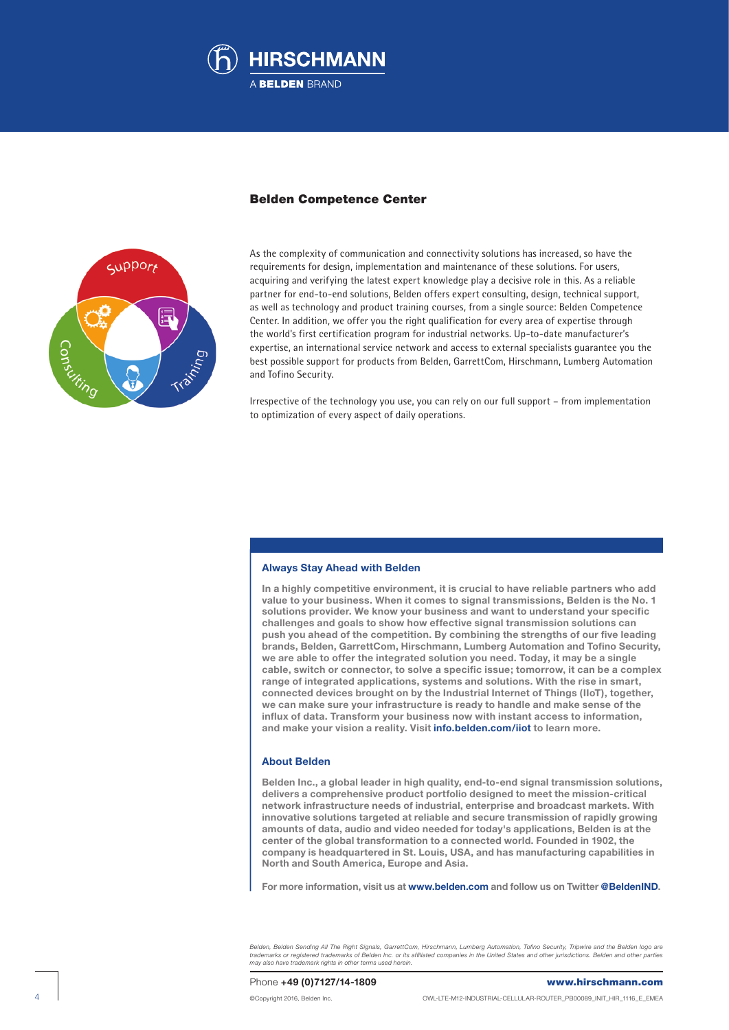HIRSCHMANN

A BELDEN BRAND

## Belden Competence Center

As the complexity of communication and connectivity solutions has increased, so have the requirements for design, implementation and maintenance of these solutions. For users, acquiring and verifying the latest expert knowledge play a decisive role in this. As a reliable partner for end-to-end solutions, Belden offers expert consulting, design, technical support, as well as technology and product training courses, from a single source: Belden Competence Center. In addition, we offer you the right qualification for every area of expertise through the world's first certification program for industrial networks. Up-to-date manufacturer's expertise, an international service network and access to external specialists guarantee you the best possible support for products from Belden, GarrettCom, Hirschmann, Lumberg Automation and Tofino Security.

Irrespective of the technology you use, you can rely on our full support – from implementation to optimization of every aspect of daily operations.

### Always Stay Ahead with Belden

**In a highly competitive environment, it is crucial to have reliable partners who add value to your business. When it comes to signal transmissions, Belden is the No. 1 solutions provider. We know your business and want to understand your specific challenges and goals to show how effective signal transmission solutions can push you ahead of the competition. By combining the strengths of our five leading brands, Belden, GarrettCom, Hirschmann, Lumberg Automation and Tofino Security, we are able to offer the integrated solution you need. Today, it may be a single cable, switch or connector, to solve a specific issue; tomorrow, it can be a complex range of integrated applications, systems and solutions. With the rise in smart, connected devices brought on by the Industrial Internet of Things (IIoT), together, we can make sure your infrastructure is ready to handle and make sense of the influx of data. Transform your business now with instant access to information, and make your vision a reality. Visit info.belden.com/iiot to learn more.**

### About Belden

**Belden Inc., a global leader in high quality, end-to-end signal transmission solutions, delivers a comprehensive product portfolio designed to meet the mission-critical network infrastructure needs of industrial, enterprise and broadcast markets. With innovative solutions targeted at reliable and secure transmission of rapidly growing amounts of data, audio and video needed for today's applications, Belden is at the center of the global transformation to a connected world. Founded in 1902, the company is headquartered in St. Louis, USA, and has manufacturing capabilities in North and South America, Europe and Asia.**

**For more information, visit us at www.belden.com and follow us on Twitter @BeldenIND.**

*Belden, Belden Sending All The Right Signals, GarrettCom, Hirschmann, Lumberg Automation, Tofino Security, Tripwire and the Belden logo are trademarks or registered trademarks of Belden Inc. or its affiliated companies in the United States and other jurisdictions. Belden and other parties may also have trademark rights in other terms used herein.*

Phone **+49 (0)7127/14-1809** **www.hirschmann.com**

©Copyright 2016, Belden Inc. OWL-LTE-M12-INDUSTRIAL-CELLULAR-ROUTER_PB00089_INIT_HIR_1116_E_EMEA